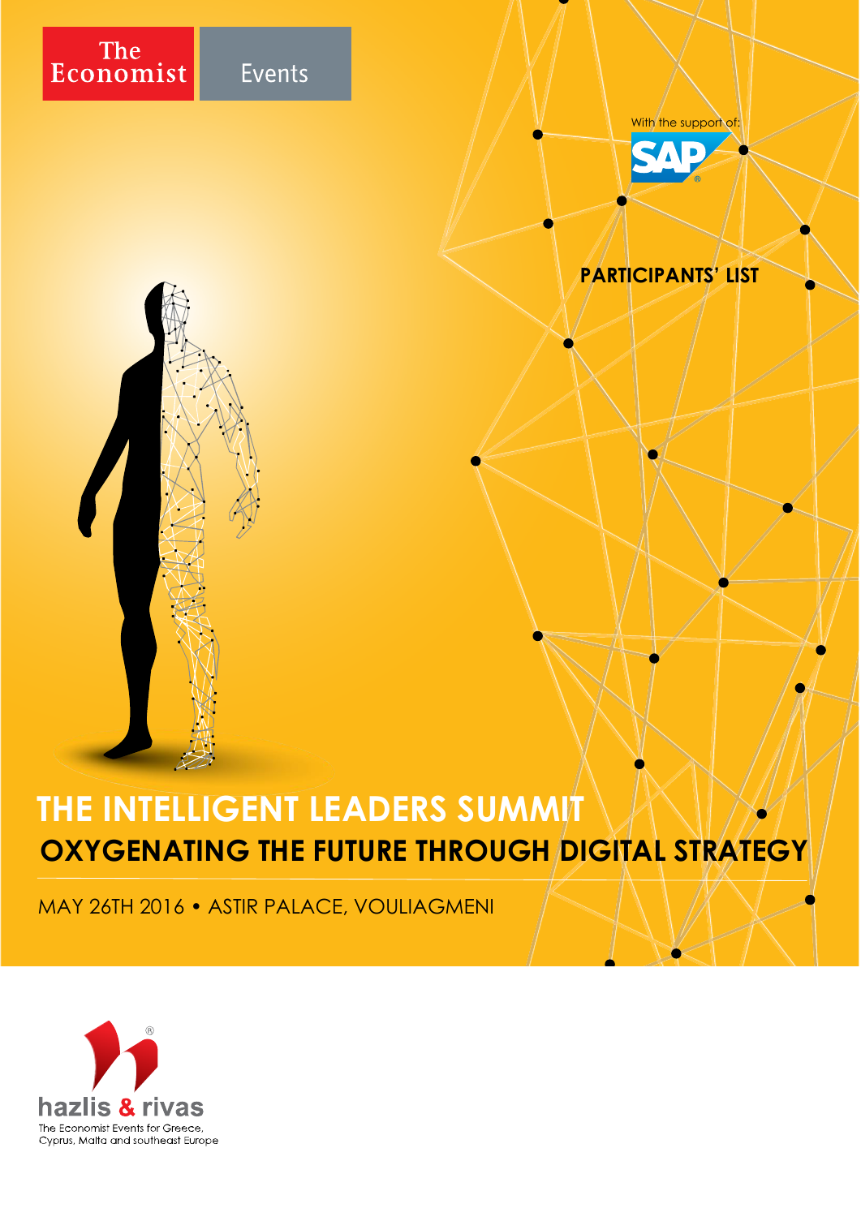The Economist Events

With the support of: SAP

# PARTICIPANTS' LIST

# THE INTELLIGENT LEADERS SUMMIT

## OXYGENATING THE FUTURE THROUGH DIGITAL STRATEGY

MAY 26TH 2016 • ASTIR PALACE, VOULIAGMENI

hazlis & rivas

The Economist Events for Greece, Cyprus, Malta and southeast Europe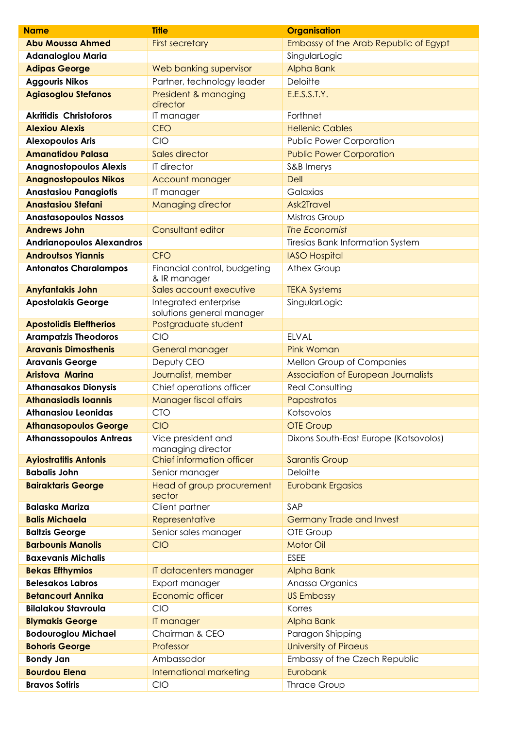| Name | Title | Organisation |
|---|---|---|
| **Abu Moussa Ahmed** | First secretary | Embassy of the Arab Republic of Egypt |
| **Adanaloglou Maria** | | SingularLogic |
| **Adipas George** | Web banking supervisor | Alpha Bank |
| **Aggouris Nikos** | Partner, technology leader | Deloitte |
| **Agiasoglou Stefanos** | President & managing director | E.E.S.S.T.Y. |
| **Akritidis Christoforos** | IT manager | Forthnet |
| **Alexiou Alexis** | CEO | Hellenic Cables |
| **Alexopoulos Aris** | CIO | Public Power Corporation |
| **Amanatidou Palasa** | Sales director | Public Power Corporation |
| **Anagnostopoulos Alexis** | IT director | S&B Imerys |
| **Anagnostopoulos Nikos** | Account manager | Dell |
| **Anastasiou Panagiotis** | IT manager | Galaxias |
| **Anastasiou Stefani** | Managing director | Ask2Travel |
| **Anastasopoulos Nassos** | | Mistras Group |
| **Andrews John** | Consultant editor | *The Economist* |
| **Andrianopoulos Alexandros** | | Tiresias Bank Information System |
| **Androutsos Yiannis** | CFO | IASO Hospital |
| **Antonatos Charalampos** | Financial control, budgeting & IR manager | Athex Group |
| **Anyfantakis John** | Sales account executive | TEKA Systems |
| **Apostolakis George** | Integrated enterprise solutions general manager | SingularLogic |
| **Apostolidis Eleftherios** | Postgraduate student | |
| **Arampatzis Theodoros** | CIO | ELVAL |
| **Aravanis Dimosthenis** | General manager | Pink Woman |
| **Aravanis George** | Deputy CEO | Mellon Group of Companies |
| **Aristova Marina** | Journalist, member | Association of European Journalists |
| **Athanasakos Dionysis** | Chief operations officer | Real Consulting |
| **Athanasiadis Ioannis** | Manager fiscal affairs | Papastratos |
| **Athanasiou Leonidas** | CTO | Kotsovolos |
| **Athanasopoulos George** | CIO | OTE Group |
| **Athanassopoulos Antreas** | Vice president and managing director | Dixons South-East Europe (Kotsovolos) |
| **Ayiostratitis Antonis** | Chief information officer | Sarantis Group |
| **Babalis John** | Senior manager | Deloitte |
| **Bairaktaris George** | Head of group procurement sector | Eurobank Ergasias |
| **Balaska Mariza** | Client partner | SAP |
| **Balis Michaela** | Representative | Germany Trade and Invest |
| **Baltzis George** | Senior sales manager | OTE Group |
| **Barbounis Manolis** | CIO | Motor Oil |
| **Baxevanis Michalis** | | ESEE |
| **Bekas Efthymios** | IT datacenters manager | Alpha Bank |
| **Belesakos Labros** | Export manager | Anassa Organics |
| **Betancourt Annika** | Economic officer | US Embassy |
| **Bilalakou Stavroula** | CIO | Korres |
| **Blymakis George** | IT manager | Alpha Bank |
| **Bodouroglou Michael** | Chairman & CEO | Paragon Shipping |
| **Bohoris George** | Professor | University of Piraeus |
| **Bondy Jan** | Ambassador | Embassy of the Czech Republic |
| **Bourdou Elena** | International marketing | Eurobank |
| **Bravos Sotiris** | CIO | Thrace Group |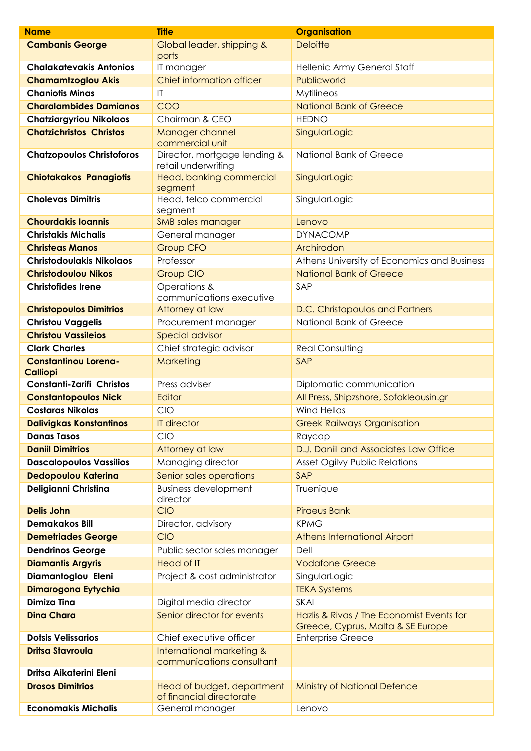| Name | Title | Organisation |
|---|---|---|
| **Cambanis George** | Global leader, shipping & ports | Deloitte |
| **Chalakatevakis Antonios** | IT manager | Hellenic Army General Staff |
| **Chamamtzoglou Akis** | Chief information officer | Publicworld |
| **Chaniotis Minas** | IT | Mytilineos |
| **Charalambides Damianos** | COO | National Bank of Greece |
| **Chatziargyriou Nikolaos** | Chairman & CEO | HEDNO |
| **Chatzichristos Christos** | Manager channel commercial unit | SingularLogic |
| **Chatzopoulos Christoforos** | Director, mortgage lending & retail underwriting | National Bank of Greece |
| **Chiotakakos Panagiotis** | Head, banking commercial segment | SingularLogic |
| **Cholevas Dimitris** | Head, telco commercial segment | SingularLogic |
| **Chourdakis Ioannis** | SMB sales manager | Lenovo |
| **Christakis Michalis** | General manager | DYNACOMP |
| **Christeas Manos** | Group CFO | Archirodon |
| **Christodoulakis Nikolaos** | Professor | Athens University of Economics and Business |
| **Christodoulou Nikos** | Group CIO | National Bank of Greece |
| **Christofides Irene** | Operations & communications executive | SAP |
| **Christopoulos Dimitrios** | Attorney at law | D.C. Christopoulos and Partners |
| **Christou Vaggelis** | Procurement manager | National Bank of Greece |
| **Christou Vassileios** | Special advisor | |
| **Clark Charles** | Chief strategic advisor | Real Consulting |
| **Constantinou Lorena-Calliopi** | Marketing | SAP |
| **Constanti-Zarifi Christos** | Press adviser | Diplomatic communication |
| **Constantopoulos Nick** | Editor | All Press, Shipzshore, Sofokleousin.gr |
| **Costaras Nikolas** | CIO | Wind Hellas |
| **Dalivigkas Konstantinos** | IT director | Greek Railways Organisation |
| **Danas Tasos** | CIO | Raycap |
| **Daniil Dimitrios** | Attorney at law | D.J. Daniil and Associates Law Office |
| **Dascalopoulos Vassilios** | Managing director | Asset Ogilvy Public Relations |
| **Dedopoulou Katerina** | Senior sales operations | SAP |
| **Deligianni Christina** | Business development director | Truenique |
| **Delis John** | CIO | Piraeus Bank |
| **Demakakos Bill** | Director, advisory | KPMG |
| **Demetriades George** | CIO | Athens International Airport |
| **Dendrinos George** | Public sector sales manager | Dell |
| **Diamantis Argyris** | Head of IT | Vodafone Greece |
| **Diamantoglou Eleni** | Project & cost administrator | SingularLogic |
| **Dimarogona Eytychia** | | TEKA Systems |
| **Dimiza Tina** | Digital media director | SKAI |
| **Dina Chara** | Senior director for events | Hazlis & Rivas / The Economist Events for Greece, Cyprus, Malta & SE Europe |
| **Dotsis Velissarios** | Chief executive officer | Enterprise Greece |
| **Dritsa Stavroula** | International marketing & communications consultant | |
| **Dritsa Aikaterini Eleni** | | |
| **Drosos Dimitrios** | Head of budget, department of financial directorate | Ministry of National Defence |
| **Economakis Michalis** | General manager | Lenovo |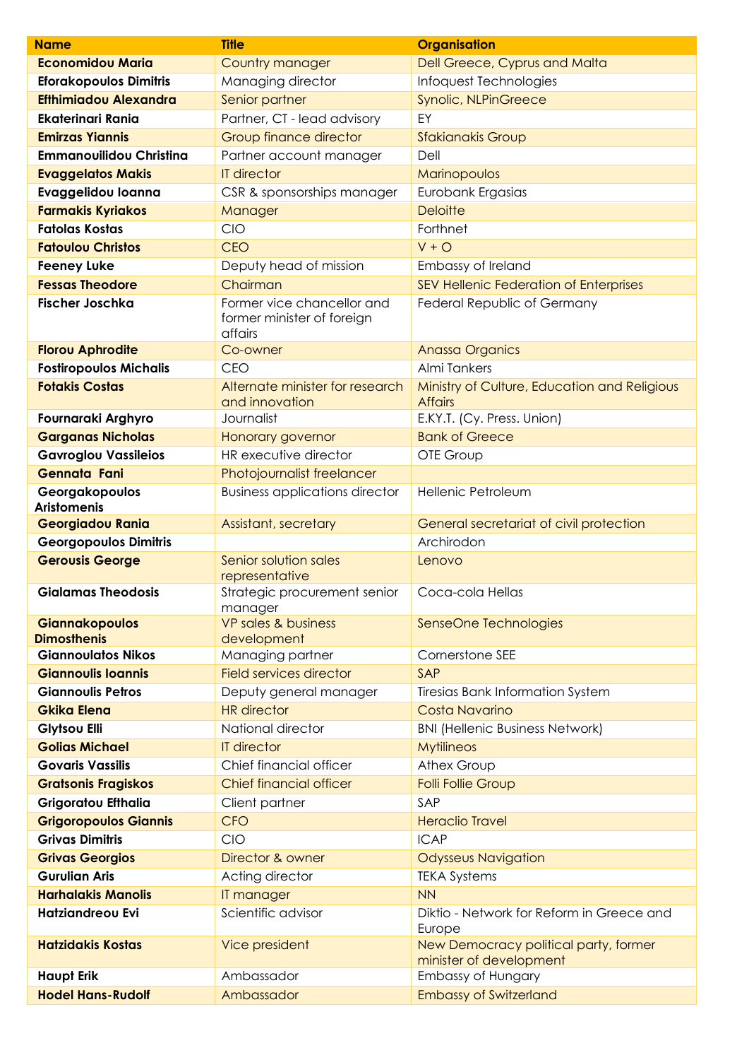| Name | Title | Organisation |
|---|---|---|
| **Economidou Maria** | Country manager | Dell Greece, Cyprus and Malta |
| **Eforakopoulos Dimitris** | Managing director | Infoquest Technologies |
| **Efthimiadou Alexandra** | Senior partner | Synolic, NLPinGreece |
| **Ekaterinari Rania** | Partner, CT - lead advisory | EY |
| **Emirzas Yiannis** | Group finance director | Sfakianakis Group |
| **Emmanouilidou Christina** | Partner account manager | Dell |
| **Evaggelatos Makis** | IT director | Marinopoulos |
| **Evaggelidou Ioanna** | CSR & sponsorships manager | Eurobank Ergasias |
| **Farmakis Kyriakos** | Manager | Deloitte |
| **Fatolas Kostas** | CIO | Forthnet |
| **Fatoulou Christos** | CEO | V + O |
| **Feeney Luke** | Deputy head of mission | Embassy of Ireland |
| **Fessas Theodore** | Chairman | SEV Hellenic Federation of Enterprises |
| **Fischer Joschka** | Former vice chancellor and former minister of foreign affairs | Federal Republic of Germany |
| **Florou Aphrodite** | Co-owner | Anassa Organics |
| **Fostiropoulos Michalis** | CEO | Almi Tankers |
| **Fotakis Costas** | Alternate minister for research and innovation | Ministry of Culture, Education and Religious Affairs |
| **Fournaraki Arghyro** | Journalist | E.KY.T. (Cy. Press. Union) |
| **Garganas Nicholas** | Honorary governor | Bank of Greece |
| **Gavroglou Vassileios** | HR executive director | OTE Group |
| **Gennata Fani** | Photojournalist freelancer | |
| **Georgakopoulos Aristomenis** | Business applications director | Hellenic Petroleum |
| **Georgiadou Rania** | Assistant, secretary | General secretariat of civil protection |
| **Georgopoulos Dimitris** | | Archirodon |
| **Gerousis George** | Senior solution sales representative | Lenovo |
| **Gialamas Theodosis** | Strategic procurement senior manager | Coca-cola Hellas |
| **Giannakopoulos Dimosthenis** | VP sales & business development | SenseOne Technologies |
| **Giannoulatos Nikos** | Managing partner | Cornerstone SEE |
| **Giannoulis Ioannis** | Field services director | SAP |
| **Giannoulis Petros** | Deputy general manager | Tiresias Bank Information System |
| **Gkika Elena** | HR director | Costa Navarino |
| **Glytsou Elli** | National director | BNI (Hellenic Business Network) |
| **Golias Michael** | IT director | Mytilineos |
| **Govaris Vassilis** | Chief financial officer | Athex Group |
| **Gratsonis Fragiskos** | Chief financial officer | Folli Follie Group |
| **Grigoratou Efthalia** | Client partner | SAP |
| **Grigoropoulos Giannis** | CFO | Heraclio Travel |
| **Grivas Dimitris** | CIO | ICAP |
| **Grivas Georgios** | Director & owner | Odysseus Navigation |
| **Gurulian Aris** | Acting director | TEKA Systems |
| **Harhalakis Manolis** | IT manager | NN |
| **Hatziandreou Evi** | Scientific advisor | Diktio - Network for Reform in Greece and Europe |
| **Hatzidakis Kostas** | Vice president | New Democracy political party, former minister of development |
| **Haupt Erik** | Ambassador | Embassy of Hungary |
| **Hodel Hans-Rudolf** | Ambassador | Embassy of Switzerland |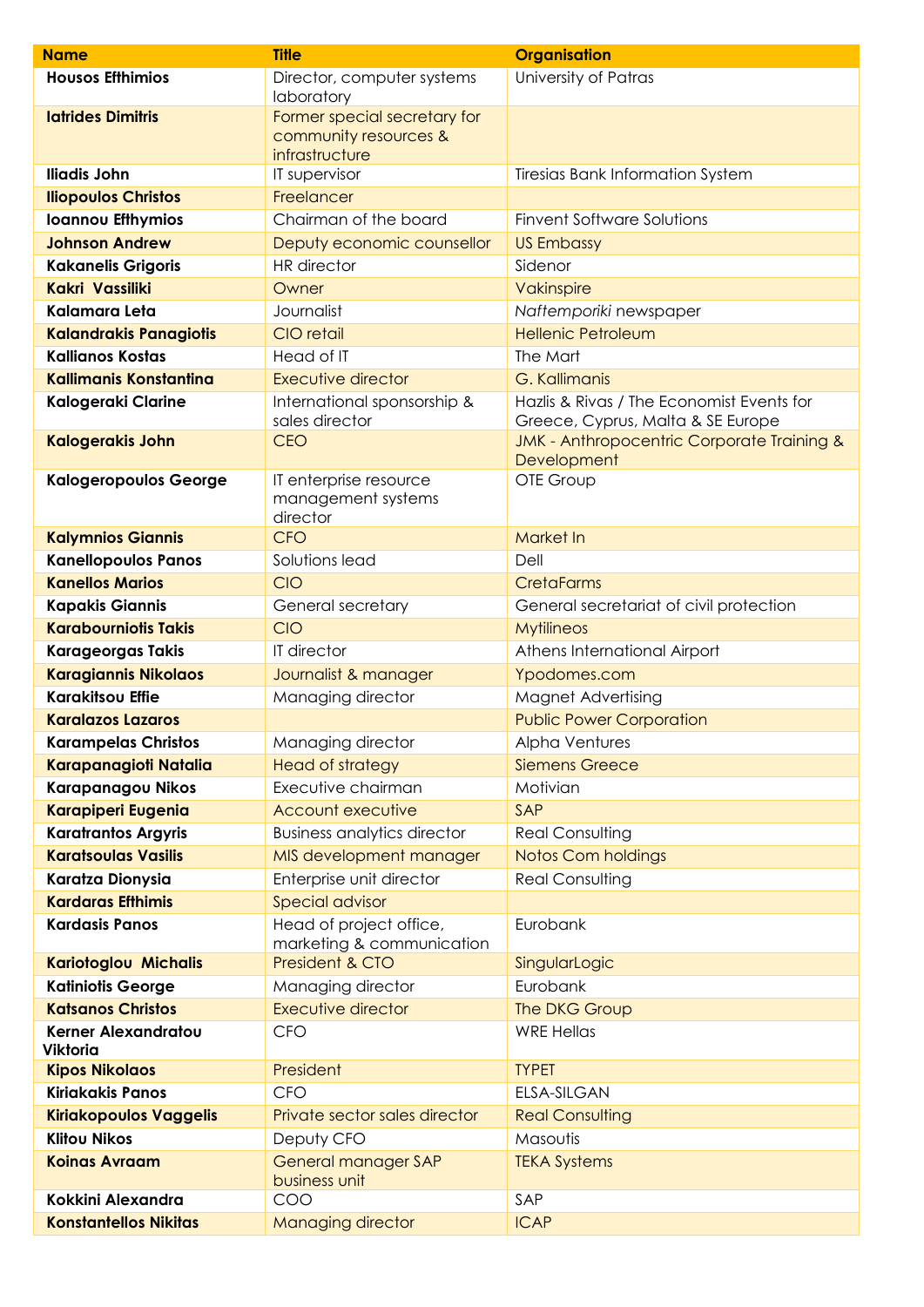| **Name** | **Title** | **Organisation** |
|---|---|---|
| **Housos Efthimios** | Director, computer systems laboratory | University of Patras |
| **Iatrides Dimitris** | Former special secretary for community resources & infrastructure | |
| **Iliadis John** | IT supervisor | Tiresias Bank Information System |
| **Iliopoulos Christos** | Freelancer | |
| **Ioannou Efthymios** | Chairman of the board | Finvent Software Solutions |
| **Johnson Andrew** | Deputy economic counsellor | US Embassy |
| **Kakanelis Grigoris** | HR director | Sidenor |
| **Kakri Vassiliki** | Owner | Vakinspire |
| **Kalamara Leta** | Journalist | *Naftemporiki* newspaper |
| **Kalandrakis Panagiotis** | CIO retail | Hellenic Petroleum |
| **Kallianos Kostas** | Head of IT | The Mart |
| **Kallimanis Konstantina** | Executive director | G. Kallimanis |
| **Kalogeraki Clarine** | International sponsorship & sales director | Hazlis & Rivas / The Economist Events for Greece, Cyprus, Malta & SE Europe |
| **Kalogerakis John** | CEO | JMK - Anthropocentric Corporate Training & Development |
| **Kalogeropoulos George** | IT enterprise resource management systems director | OTE Group |
| **Kalymnios Giannis** | CFO | Market In |
| **Kanellopoulos Panos** | Solutions lead | Dell |
| **Kanellos Marios** | CIO | CretaFarms |
| **Kapakis Giannis** | General secretary | General secretariat of civil protection |
| **Karabourniotis Takis** | CIO | Mytilineos |
| **Karageorgas Takis** | IT director | Athens International Airport |
| **Karagiannis Nikolaos** | Journalist & manager | Ypodomes.com |
| **Karakitsou Effie** | Managing director | Magnet Advertising |
| **Karalazos Lazaros** | | Public Power Corporation |
| **Karampelas Christos** | Managing director | Alpha Ventures |
| **Karapanagioti Natalia** | Head of strategy | Siemens Greece |
| **Karapanagou Nikos** | Executive chairman | Motivian |
| **Karapiperi Eugenia** | Account executive | SAP |
| **Karatrantos Argyris** | Business analytics director | Real Consulting |
| **Karatsoulas Vasilis** | MIS development manager | Notos Com holdings |
| **Karatza Dionysia** | Enterprise unit director | Real Consulting |
| **Kardaras Efthimis** | Special advisor | |
| **Kardasis Panos** | Head of project office, marketing & communication | Eurobank |
| **Kariotoglou Michalis** | President & CTO | SingularLogic |
| **Katiniotis George** | Managing director | Eurobank |
| **Katsanos Christos** | Executive director | The DKG Group |
| **Kerner Alexandratou Viktoria** | CFO | WRE Hellas |
| **Kipos Nikolaos** | President | TYPET |
| **Kiriakakis Panos** | CFO | ELSA-SILGAN |
| **Kiriakopoulos Vaggelis** | Private sector sales director | Real Consulting |
| **Klitou Nikos** | Deputy CFO | Masoutis |
| **Koinas Avraam** | General manager SAP business unit | TEKA Systems |
| **Kokkini Alexandra** | COO | SAP |
| **Konstantellos Nikitas** | Managing director | ICAP |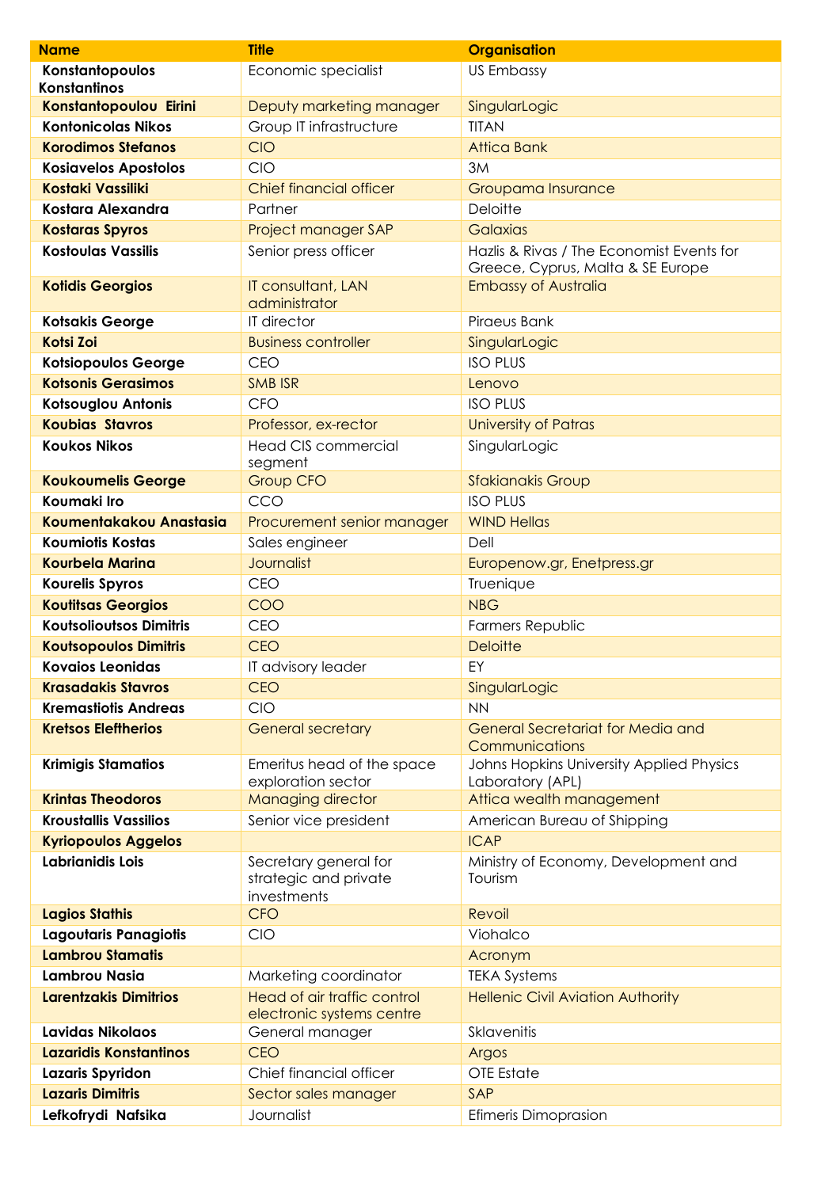| Name | Title | Organisation |
| --- | --- | --- |
| **Konstantopoulos Konstantinos** | Economic specialist | US Embassy |
| **Konstantopoulou Eirini** | Deputy marketing manager | SingularLogic |
| **Kontonicolas Nikos** | Group IT infrastructure | TITAN |
| **Korodimos Stefanos** | CIO | Attica Bank |
| **Kosiavelos Apostolos** | CIO | 3M |
| **Kostaki Vassiliki** | Chief financial officer | Groupama Insurance |
| **Kostara Alexandra** | Partner | Deloitte |
| **Kostaras Spyros** | Project manager SAP | Galaxias |
| **Kostoulas Vassilis** | Senior press officer | Hazlis & Rivas / The Economist Events for Greece, Cyprus, Malta & SE Europe |
| **Kotidis Georgios** | IT consultant, LAN administrator | Embassy of Australia |
| **Kotsakis George** | IT director | Piraeus Bank |
| **Kotsi Zoi** | Business controller | SingularLogic |
| **Kotsiopoulos George** | CEO | ISO PLUS |
| **Kotsonis Gerasimos** | SMB ISR | Lenovo |
| **Kotsouglou Antonis** | CFO | ISO PLUS |
| **Koubias Stavros** | Professor, ex-rector | University of Patras |
| **Koukos Nikos** | Head CIS commercial segment | SingularLogic |
| **Koukoumelis George** | Group CFO | Sfakianakis Group |
| **Koumaki Iro** | CCO | ISO PLUS |
| **Koumentakakou Anastasia** | Procurement senior manager | WIND Hellas |
| **Koumiotis Kostas** | Sales engineer | Dell |
| **Kourbela Marina** | Journalist | Europenow.gr, Enetpress.gr |
| **Kourelis Spyros** | CEO | Truenique |
| **Koutitsas Georgios** | COO | NBG |
| **Koutsolioutsos Dimitris** | CEO | Farmers Republic |
| **Koutsopoulos Dimitris** | CEO | Deloitte |
| **Kovaios Leonidas** | IT advisory leader | EY |
| **Krasadakis Stavros** | CEO | SingularLogic |
| **Kremastiotis Andreas** | CIO | NN |
| **Kretsos Eleftherios** | General secretary | General Secretariat for Media and Communications |
| **Krimigis Stamatios** | Emeritus head of the space exploration sector | Johns Hopkins University Applied Physics Laboratory (APL) |
| **Krintas Theodoros** | Managing director | Attica wealth management |
| **Kroustallis Vassilios** | Senior vice president | American Bureau of Shipping |
| **Kyriopoulos Aggelos** | | ICAP |
| **Labrianidis Lois** | Secretary general for strategic and private investments | Ministry of Economy, Development and Tourism |
| **Lagios Stathis** | CFO | Revoil |
| **Lagoutaris Panagiotis** | CIO | Viohalco |
| **Lambrou Stamatis** | | Acronym |
| **Lambrou Nasia** | Marketing coordinator | TEKA Systems |
| **Larentzakis Dimitrios** | Head of air traffic control electronic systems centre | Hellenic Civil Aviation Authority |
| **Lavidas Nikolaos** | General manager | Sklavenitis |
| **Lazaridis Konstantinos** | CEO | Argos |
| **Lazaris Spyridon** | Chief financial officer | OTE Estate |
| **Lazaris Dimitris** | Sector sales manager | SAP |
| **Lefkofrydi Nafsika** | Journalist | Efimeris Dimoprasion |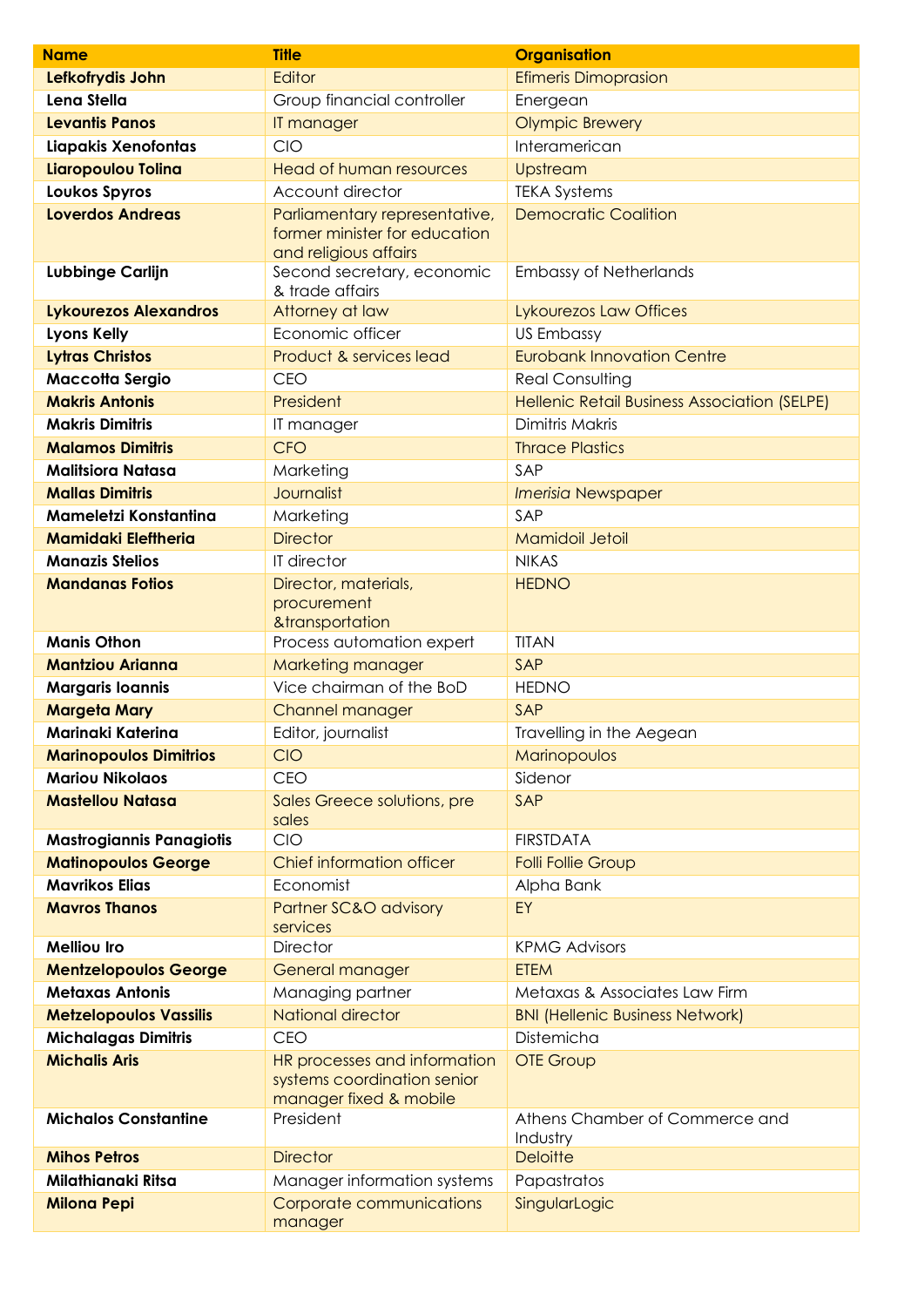| Name | Title | Organisation |
| --- | --- | --- |
| **Lefkofrydis John** | Editor | Efimeris Dimoprasion |
| **Lena Stella** | Group financial controller | Energean |
| **Levantis Panos** | IT manager | Olympic Brewery |
| **Liapakis Xenofontas** | CIO | Interamerican |
| **Liaropoulou Tolina** | Head of human resources | Upstream |
| **Loukos Spyros** | Account director | TEKA Systems |
| **Loverdos Andreas** | Parliamentary representative, former minister for education and religious affairs | Democratic Coalition |
| **Lubbinge Carlijn** | Second secretary, economic & trade affairs | Embassy of Netherlands |
| **Lykourezos Alexandros** | Attorney at law | Lykourezos Law Offices |
| **Lyons Kelly** | Economic officer | US Embassy |
| **Lytras Christos** | Product & services lead | Eurobank Innovation Centre |
| **Maccotta Sergio** | CEO | Real Consulting |
| **Makris Antonis** | President | Hellenic Retail Business Association (SELPE) |
| **Makris Dimitris** | IT manager | Dimitris Makris |
| **Malamos Dimitris** | CFO | Thrace Plastics |
| **Malitsiora Natasa** | Marketing | SAP |
| **Mallas Dimitris** | Journalist | *Imerisia* Newspaper |
| **Mameletzi Konstantina** | Marketing | SAP |
| **Mamidaki Eleftheria** | Director | Mamidoil Jetoil |
| **Manazis Stelios** | IT director | NIKAS |
| **Mandanas Fotios** | Director, materials, procurement &transportation | HEDNO |
| **Manis Othon** | Process automation expert | TITAN |
| **Mantziou Arianna** | Marketing manager | SAP |
| **Margaris Ioannis** | Vice chairman of the BoD | HEDNO |
| **Margeta Mary** | Channel manager | SAP |
| **Marinaki Katerina** | Editor, journalist | Travelling in the Aegean |
| **Marinopoulos Dimitrios** | CIO | Marinopoulos |
| **Mariou Nikolaos** | CEO | Sidenor |
| **Mastellou Natasa** | Sales Greece solutions, pre sales | SAP |
| **Mastrogiannis Panagiotis** | CIO | FIRSTDATA |
| **Matinopoulos George** | Chief information officer | Folli Follie Group |
| **Mavrikos Elias** | Economist | Alpha Bank |
| **Mavros Thanos** | Partner SC&O advisory services | EY |
| **Melliou Iro** | Director | KPMG Advisors |
| **Mentzelopoulos George** | General manager | ETEM |
| **Metaxas Antonis** | Managing partner | Metaxas & Associates Law Firm |
| **Metzelopoulos Vassilis** | National director | BNI (Hellenic Business Network) |
| **Michalagas Dimitris** | CEO | Distemicha |
| **Michalis Aris** | HR processes and information systems coordination senior manager fixed & mobile | OTE Group |
| **Michalos Constantine** | President | Athens Chamber of Commerce and Industry |
| **Mihos Petros** | Director | Deloitte |
| **Milathianaki Ritsa** | Manager information systems | Papastratos |
| **Milona Pepi** | Corporate communications manager | SingularLogic |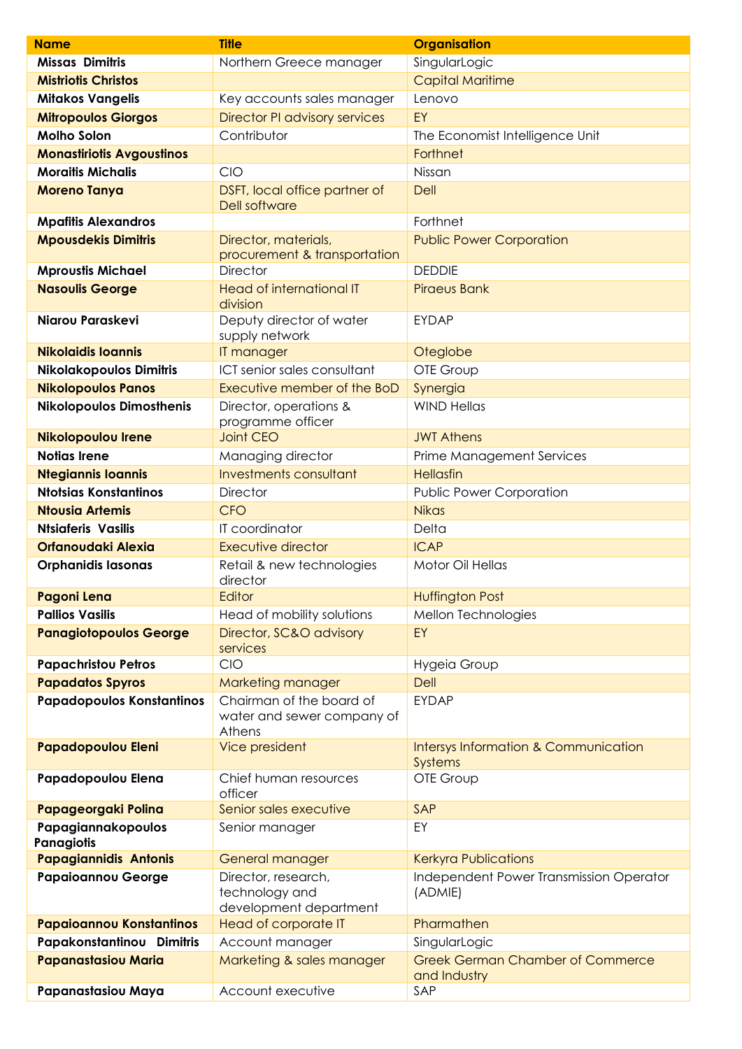| Name | Title | Organisation |
|---|---|---|
| **Missas Dimitris** | Northern Greece manager | SingularLogic |
| **Mistriotis Christos** | | Capital Maritime |
| **Mitakos Vangelis** | Key accounts sales manager | Lenovo |
| **Mitropoulos Giorgos** | Director PI advisory services | EY |
| **Molho Solon** | Contributor | The Economist Intelligence Unit |
| **Monastiriotis Avgoustinos** | | Forthnet |
| **Moraitis Michalis** | CIO | Nissan |
| **Moreno Tanya** | DSFT, local office partner of Dell software | Dell |
| **Mpafitis Alexandros** | | Forthnet |
| **Mpousdekis Dimitris** | Director, materials, procurement & transportation | Public Power Corporation |
| **Mproustis Michael** | Director | DEDDIE |
| **Nasoulis George** | Head of international IT division | Piraeus Bank |
| **Niarou Paraskevi** | Deputy director of water supply network | EYDAP |
| **Nikolaidis Ioannis** | IT manager | Oteglobe |
| **Nikolakopoulos Dimitris** | ICT senior sales consultant | OTE Group |
| **Nikolopoulos Panos** | Executive member of the BoD | Synergia |
| **Nikolopoulos Dimosthenis** | Director, operations & programme officer | WIND Hellas |
| **Nikolopoulou Irene** | Joint CEO | JWT Athens |
| **Notias Irene** | Managing director | Prime Management Services |
| **Ntegiannis Ioannis** | Investments consultant | Hellasfin |
| **Ntotsias Konstantinos** | Director | Public Power Corporation |
| **Ntousia Artemis** | CFO | Nikas |
| **Ntsiaferis Vasilis** | IT coordinator | Delta |
| **Orfanoudaki Alexia** | Executive director | ICAP |
| **Orphanidis Iasonas** | Retail & new technologies director | Motor Oil Hellas |
| **Pagoni Lena** | Editor | Huffington Post |
| **Pallios Vasilis** | Head of mobility solutions | Mellon Technologies |
| **Panagiotopoulos George** | Director, SC&O advisory services | EY |
| **Papachristou Petros** | CIO | Hygeia Group |
| **Papadatos Spyros** | Marketing manager | Dell |
| **Papadopoulos Konstantinos** | Chairman of the board of water and sewer company of Athens | EYDAP |
| **Papadopoulou Eleni** | Vice president | Intersys Information & Communication Systems |
| **Papadopoulou Elena** | Chief human resources officer | OTE Group |
| **Papageorgaki Polina** | Senior sales executive | SAP |
| **Papagiannakopoulos Panagiotis** | Senior manager | EY |
| **Papagiannidis Antonis** | General manager | Kerkyra Publications |
| **Papaioannou George** | Director, research, technology and development department | Independent Power Transmission Operator (ADMIE) |
| **Papaioannou Konstantinos** | Head of corporate IT | Pharmathen |
| **Papakonstantinou Dimitris** | Account manager | SingularLogic |
| **Papanastasiou Maria** | Marketing & sales manager | Greek German Chamber of Commerce and Industry |
| **Papanastasiou Maya** | Account executive | SAP |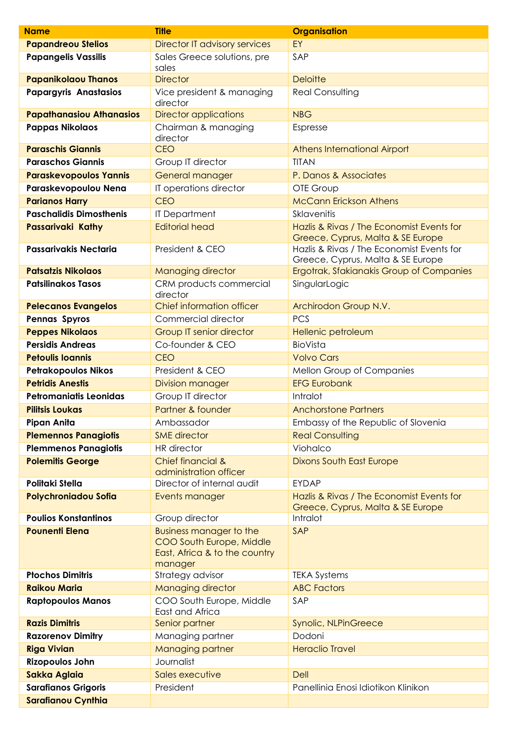| Name | Title | Organisation |
|---|---|---|
| **Papandreou Stelios** | Director IT advisory services | EY |
| **Papangelis Vassilis** | Sales Greece solutions, pre sales | SAP |
| **Papanikolaou Thanos** | Director | Deloitte |
| **Papargyris Anastasios** | Vice president & managing director | Real Consulting |
| **Papathanasiou Athanasios** | Director applications | NBG |
| **Pappas Nikolaos** | Chairman & managing director | Espresse |
| **Paraschis Giannis** | CEO | Athens International Airport |
| **Paraschos Giannis** | Group IT director | TITAN |
| **Paraskevopoulos Yannis** | General manager | P. Danos & Associates |
| **Paraskevopoulou Nena** | IT operations director | OTE Group |
| **Parianos Harry** | CEO | McCann Erickson Athens |
| **Paschalidis Dimosthenis** | IT Department | Sklavenitis |
| **Passarivaki Kathy** | Editorial head | Hazlis & Rivas / The Economist Events for Greece, Cyprus, Malta & SE Europe |
| **Passarivakis Nectaria** | President & CEO | Hazlis & Rivas / The Economist Events for Greece, Cyprus, Malta & SE Europe |
| **Patsatzis Nikolaos** | Managing director | Ergotrak, Sfakianakis Group of Companies |
| **Patsilinakos Tasos** | CRM products commercial director | SingularLogic |
| **Pelecanos Evangelos** | Chief information officer | Archirodon Group N.V. |
| **Pennas Spyros** | Commercial director | PCS |
| **Peppes Nikolaos** | Group IT senior director | Hellenic petroleum |
| **Persidis Andreas** | Co-founder & CEO | BioVista |
| **Petoulis Ioannis** | CEO | Volvo Cars |
| **Petrakopoulos Nikos** | President & CEO | Mellon Group of Companies |
| **Petridis Anestis** | Division manager | EFG Eurobank |
| **Petromaniatis Leonidas** | Group IT director | Intralot |
| **Pilitsis Loukas** | Partner & founder | Anchorstone Partners |
| **Pipan Anita** | Ambassador | Embassy of the Republic of Slovenia |
| **Plemennos Panagiotis** | SME director | Real Consulting |
| **Plemmenos Panagiotis** | HR director | Viohalco |
| **Polemitis George** | Chief financial & administration officer | Dixons South East Europe |
| **Politaki Stella** | Director of internal audit | EYDAP |
| **Polychroniadou Sofia** | Events manager | Hazlis & Rivas / The Economist Events for Greece, Cyprus, Malta & SE Europe |
| **Poulios Konstantinos** | Group director | Intralot |
| **Pounenti Elena** | Business manager to the COO South Europe, Middle East, Africa & to the country manager | SAP |
| **Ptochos Dimitris** | Strategy advisor | TEKA Systems |
| **Raikou Maria** | Managing director | ABC Factors |
| **Raptopoulos Manos** | COO South Europe, Middle East and Africa | SAP |
| **Razis Dimitris** | Senior partner | Synolic, NLPinGreece |
| **Razorenov Dimitry** | Managing partner | Dodoni |
| **Riga Vivian** | Managing partner | Heraclio Travel |
| **Rizopoulos John** | Journalist | |
| **Sakka Aglaia** | Sales executive | Dell |
| **Sarafianos Grigoris** | President | Panellinia Enosi Idiotikon Klinikon |
| **Sarafianou Cynthia** | | |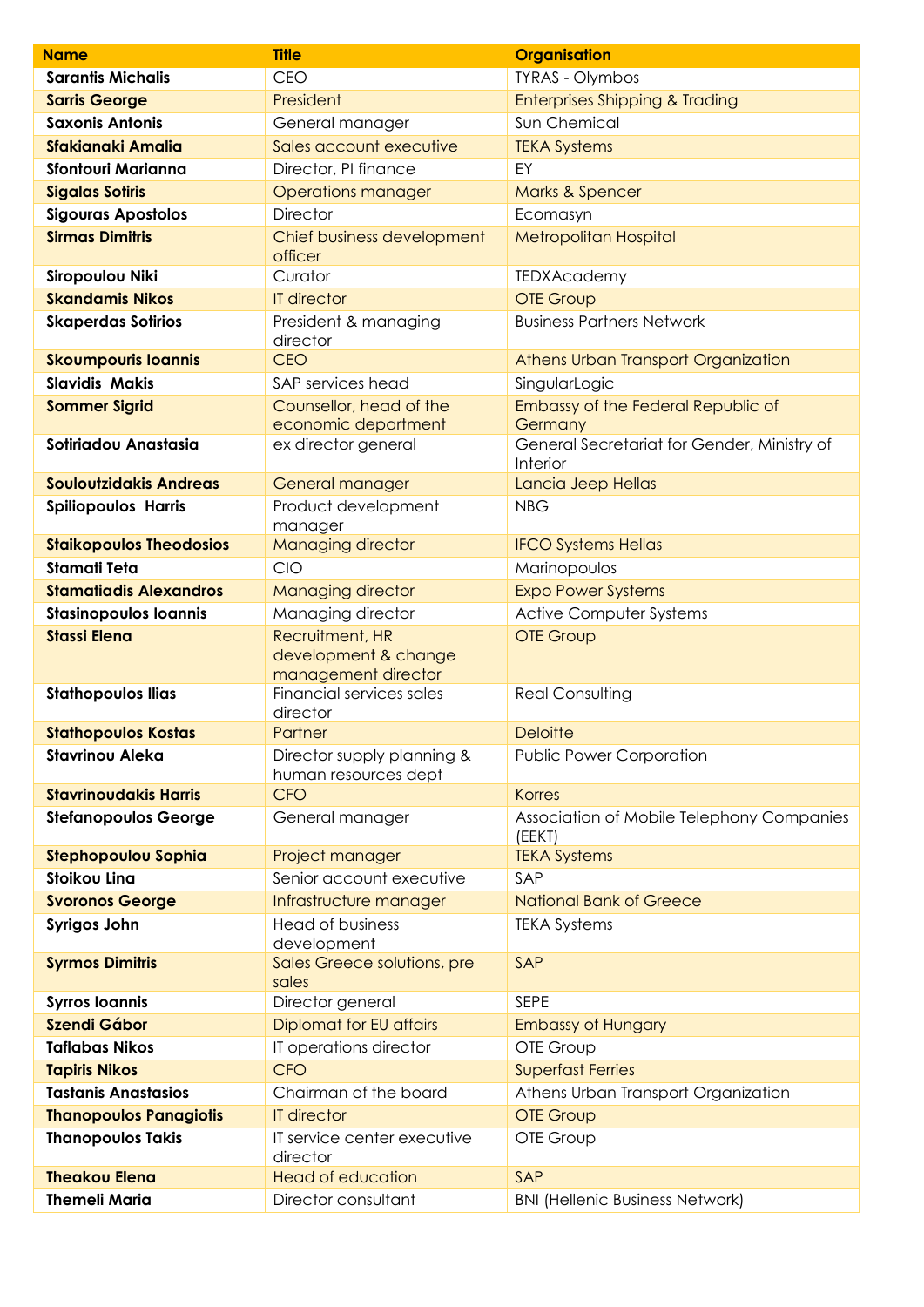| Name | Title | Organisation |
| --- | --- | --- |
| **Sarantis Michalis** | CEO | TYRAS - Olymbos |
| **Sarris George** | President | Enterprises Shipping & Trading |
| **Saxonis Antonis** | General manager | Sun Chemical |
| **Sfakianaki Amalia** | Sales account executive | TEKA Systems |
| **Sfontouri Marianna** | Director, PI finance | EY |
| **Sigalas Sotiris** | Operations manager | Marks & Spencer |
| **Sigouras Apostolos** | Director | Ecomasyn |
| **Sirmas Dimitris** | Chief business development officer | Metropolitan Hospital |
| **Siropoulou Niki** | Curator | TEDXAcademy |
| **Skandamis Nikos** | IT director | OTE Group |
| **Skaperdas Sotirios** | President & managing director | Business Partners Network |
| **Skoumpouris Ioannis** | CEO | Athens Urban Transport Organization |
| **Slavidis Makis** | SAP services head | SingularLogic |
| **Sommer Sigrid** | Counsellor, head of the economic department | Embassy of the Federal Republic of Germany |
| **Sotiriadou Anastasia** | ex director general | General Secretariat for Gender, Ministry of Interior |
| **Souloutzidakis Andreas** | General manager | Lancia Jeep Hellas |
| **Spiliopoulos Harris** | Product development manager | NBG |
| **Staikopoulos Theodosios** | Managing director | IFCO Systems Hellas |
| **Stamati Teta** | CIO | Marinopoulos |
| **Stamatiadis Alexandros** | Managing director | Expo Power Systems |
| **Stasinopoulos Ioannis** | Managing director | Active Computer Systems |
| **Stassi Elena** | Recruitment, HR development & change management director | OTE Group |
| **Stathopoulos Ilias** | Financial services sales director | Real Consulting |
| **Stathopoulos Kostas** | Partner | Deloitte |
| **Stavrinou Aleka** | Director supply planning & human resources dept | Public Power Corporation |
| **Stavrinoudakis Harris** | CFO | Korres |
| **Stefanopoulos George** | General manager | Association of Mobile Telephony Companies (EEKT) |
| **Stephopoulou Sophia** | Project manager | TEKA Systems |
| **Stoikou Lina** | Senior account executive | SAP |
| **Svoronos George** | Infrastructure manager | National Bank of Greece |
| **Syrigos John** | Head of business development | TEKA Systems |
| **Syrmos Dimitris** | Sales Greece solutions, pre sales | SAP |
| **Syrros Ioannis** | Director general | SEPE |
| **Szendi Gábor** | Diplomat for EU affairs | Embassy of Hungary |
| **Taflabas Nikos** | IT operations director | OTE Group |
| **Tapiris Nikos** | CFO | Superfast Ferries |
| **Tastanis Anastasios** | Chairman of the board | Athens Urban Transport Organization |
| **Thanopoulos Panagiotis** | IT director | OTE Group |
| **Thanopoulos Takis** | IT service center executive director | OTE Group |
| **Theakou Elena** | Head of education | SAP |
| **Themeli Maria** | Director consultant | BNI (Hellenic Business Network) |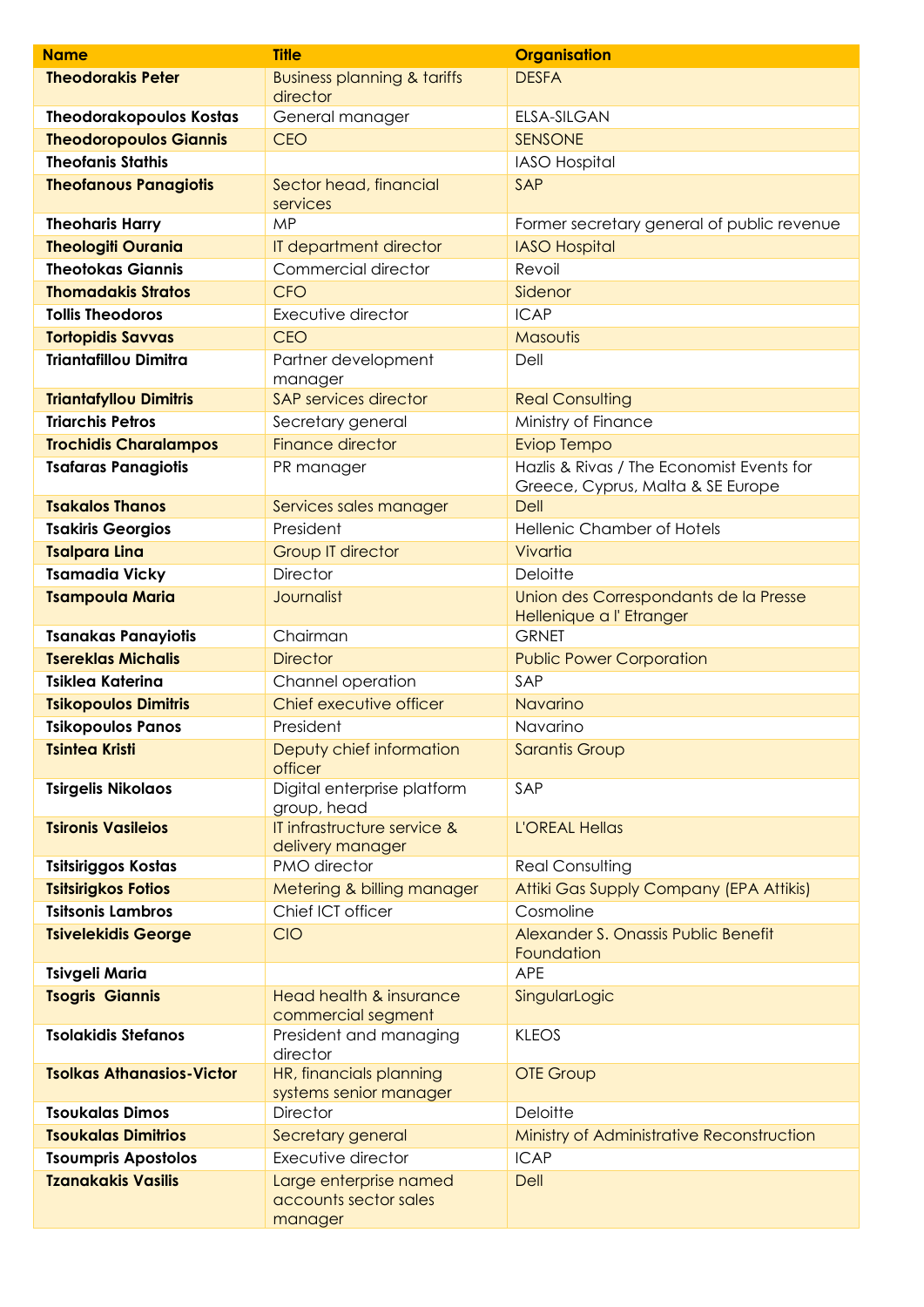| Name | Title | Organisation |
|---|---|---|
| **Theodorakis Peter** | Business planning & tariffs director | DESFA |
| **Theodorakopoulos Kostas** | General manager | ELSA-SILGAN |
| **Theodoropoulos Giannis** | CEO | SENSONE |
| **Theofanis Stathis** | | IASO Hospital |
| **Theofanous Panagiotis** | Sector head, financial services | SAP |
| **Theoharis Harry** | MP | Former secretary general of public revenue |
| **Theologiti Ourania** | IT department director | IASO Hospital |
| **Theotokas Giannis** | Commercial director | Revoil |
| **Thomadakis Stratos** | CFO | Sidenor |
| **Tollis Theodoros** | Executive director | ICAP |
| **Tortopidis Savvas** | CEO | Masoutis |
| **Triantafillou Dimitra** | Partner development manager | Dell |
| **Triantafyllou Dimitris** | SAP services director | Real Consulting |
| **Triarchis Petros** | Secretary general | Ministry of Finance |
| **Trochidis Charalampos** | Finance director | Eviop Tempo |
| **Tsafaras Panagiotis** | PR manager | Hazlis & Rivas / The Economist Events for Greece, Cyprus, Malta & SE Europe |
| **Tsakalos Thanos** | Services sales manager | Dell |
| **Tsakiris Georgios** | President | Hellenic Chamber of Hotels |
| **Tsalpara Lina** | Group IT director | Vivartia |
| **Tsamadia Vicky** | Director | Deloitte |
| **Tsampoula Maria** | Journalist | Union des Correspondants de la Presse Hellenique a l' Etranger |
| **Tsanakas Panayiotis** | Chairman | GRNET |
| **Tsereklas Michalis** | Director | Public Power Corporation |
| **Tsiklea Katerina** | Channel operation | SAP |
| **Tsikopoulos Dimitris** | Chief executive officer | Navarino |
| **Tsikopoulos Panos** | President | Navarino |
| **Tsintea Kristi** | Deputy chief information officer | Sarantis Group |
| **Tsirgelis Nikolaos** | Digital enterprise platform group, head | SAP |
| **Tsironis Vasileios** | IT infrastructure service & delivery manager | L'OREAL Hellas |
| **Tsitsiriggos Kostas** | PMO director | Real Consulting |
| **Tsitsirigkos Fotios** | Metering & billing manager | Attiki Gas Supply Company (EPA Attikis) |
| **Tsitsonis Lambros** | Chief ICT officer | Cosmoline |
| **Tsivelekidis George** | CIO | Alexander S. Onassis Public Benefit Foundation |
| **Tsivgeli Maria** | | APE |
| **Tsogris Giannis** | Head health & insurance commercial segment | SingularLogic |
| **Tsolakidis Stefanos** | President and managing director | KLEOS |
| **Tsolkas Athanasios-Victor** | HR, financials planning systems senior manager | OTE Group |
| **Tsoukalas Dimos** | Director | Deloitte |
| **Tsoukalas Dimitrios** | Secretary general | Ministry of Administrative Reconstruction |
| **Tsoumpris Apostolos** | Executive director | ICAP |
| **Tzanakakis Vasilis** | Large enterprise named accounts sector sales manager | Dell |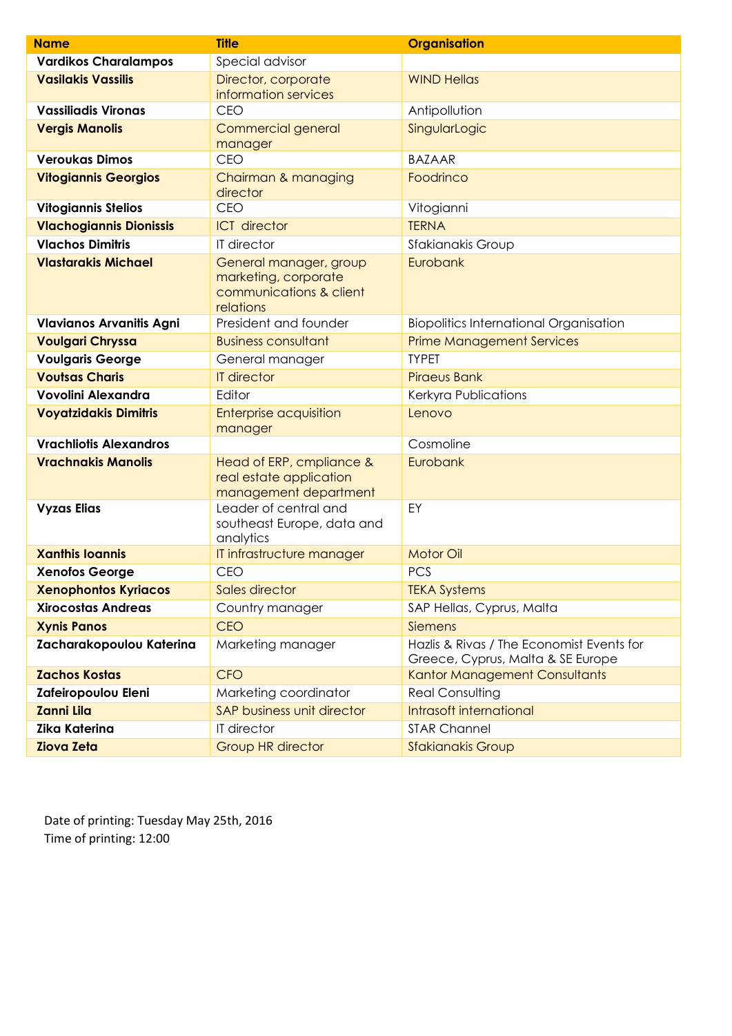| Name | Title | Organisation |
|---|---|---|
| **Vardikos Charalampos** | Special advisor | |
| **Vasilakis Vassilis** | Director, corporate information services | WIND Hellas |
| **Vassiliadis Vironas** | CEO | Antipollution |
| **Vergis Manolis** | Commercial general manager | SingularLogic |
| **Veroukas Dimos** | CEO | BAZAAR |
| **Vitogiannis Georgios** | Chairman & managing director | Foodrinco |
| **Vitogiannis Stelios** | CEO | Vitogianni |
| **Vlachogiannis Dionissis** | ICT director | TERNA |
| **Vlachos Dimitris** | IT director | Sfakianakis Group |
| **Vlastarakis Michael** | General manager, group marketing, corporate communications & client relations | Eurobank |
| **Vlavianos Arvanitis Agni** | President and founder | Biopolitics International Organisation |
| **Voulgari Chryssa** | Business consultant | Prime Management Services |
| **Voulgaris George** | General manager | TYPET |
| **Voutsas Charis** | IT director | Piraeus Bank |
| **Vovolini Alexandra** | Editor | Kerkyra Publications |
| **Voyatzidakis Dimitris** | Enterprise acquisition manager | Lenovo |
| **Vrachliotis Alexandros** | | Cosmoline |
| **Vrachnakis Manolis** | Head of ERP, cmpliance & real estate application management department | Eurobank |
| **Vyzas Elias** | Leader of central and southeast Europe, data and analytics | EY |
| **Xanthis Ioannis** | IT infrastructure manager | Motor Oil |
| **Xenofos George** | CEO | PCS |
| **Xenophontos Kyriacos** | Sales director | TEKA Systems |
| **Xirocostas Andreas** | Country manager | SAP Hellas, Cyprus, Malta |
| **Xynis Panos** | CEO | Siemens |
| **Zacharakopoulou Katerina** | Marketing manager | Hazlis & Rivas / The Economist Events for Greece, Cyprus, Malta & SE Europe |
| **Zachos Kostas** | CFO | Kantor Management Consultants |
| **Zafeiropoulou Eleni** | Marketing coordinator | Real Consulting |
| **Zanni Lila** | SAP business unit director | Intrasoft international |
| **Zika Katerina** | IT director | STAR Channel |
| **Ziova Zeta** | Group HR director | Sfakianakis Group |

Date of printing: Tuesday May 25th, 2016
Time of printing: 12:00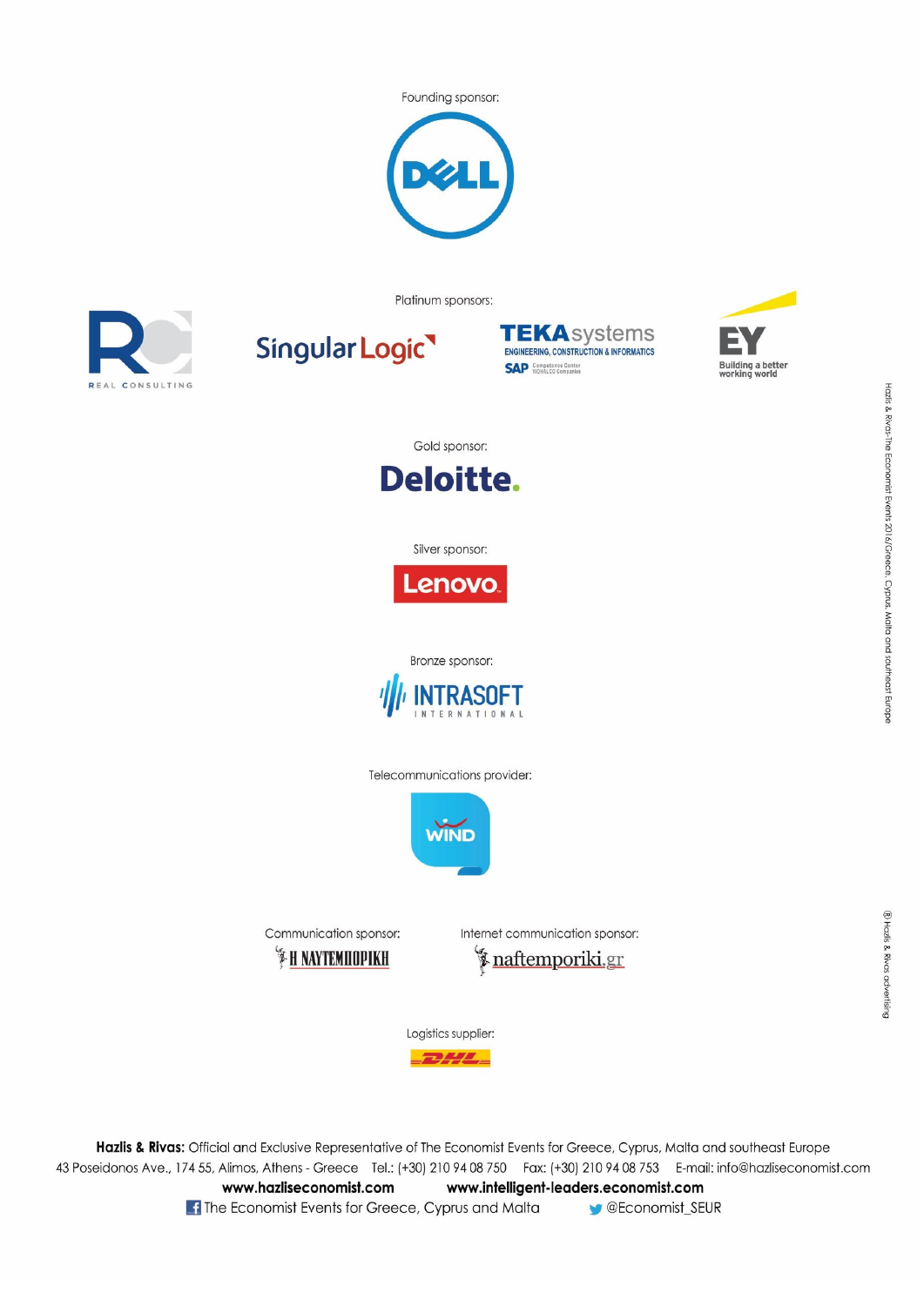Founding sponsor:

DELL

Platinum sponsors:

REAL CONSULTING

SingularLogic

TEKAsystems
ENGINEERING, CONSTRUCTION & INFORMATICS
SAP Competence Center
VIOHALCO Companies

EY
Building a better working world

Gold sponsor:

Deloitte.

Silver sponsor:

Lenovo

Bronze sponsor:

INTRASOFT INTERNATIONAL

Telecommunications provider:

WIND

Communication sponsor:

Η ΝΑΥΤΕΜΠΟΡΙΚΗ

Internet communication sponsor:

naftemporiki.gr

Logistics supplier:

DHL

**Hazlis & Rivas:** Official and Exclusive Representative of The Economist Events for Greece, Cyprus, Malta and southeast Europe
43 Poseidonos Ave., 174 55, Alimos, Athens - Greece Tel.: (+30) 210 94 08 750 Fax: (+30) 210 94 08 753 E-mail: info@hazliseconomist.com
**www.hazliseconomist.com** **www.intelligent-leaders.economist.com**
The Economist Events for Greece, Cyprus and Malta @Economist_SEUR

Hazlis & Rivas-The Economist Events 2016/Greece, Cyprus, Malta and southeast Europe

@Hazlis & Rivas advertising